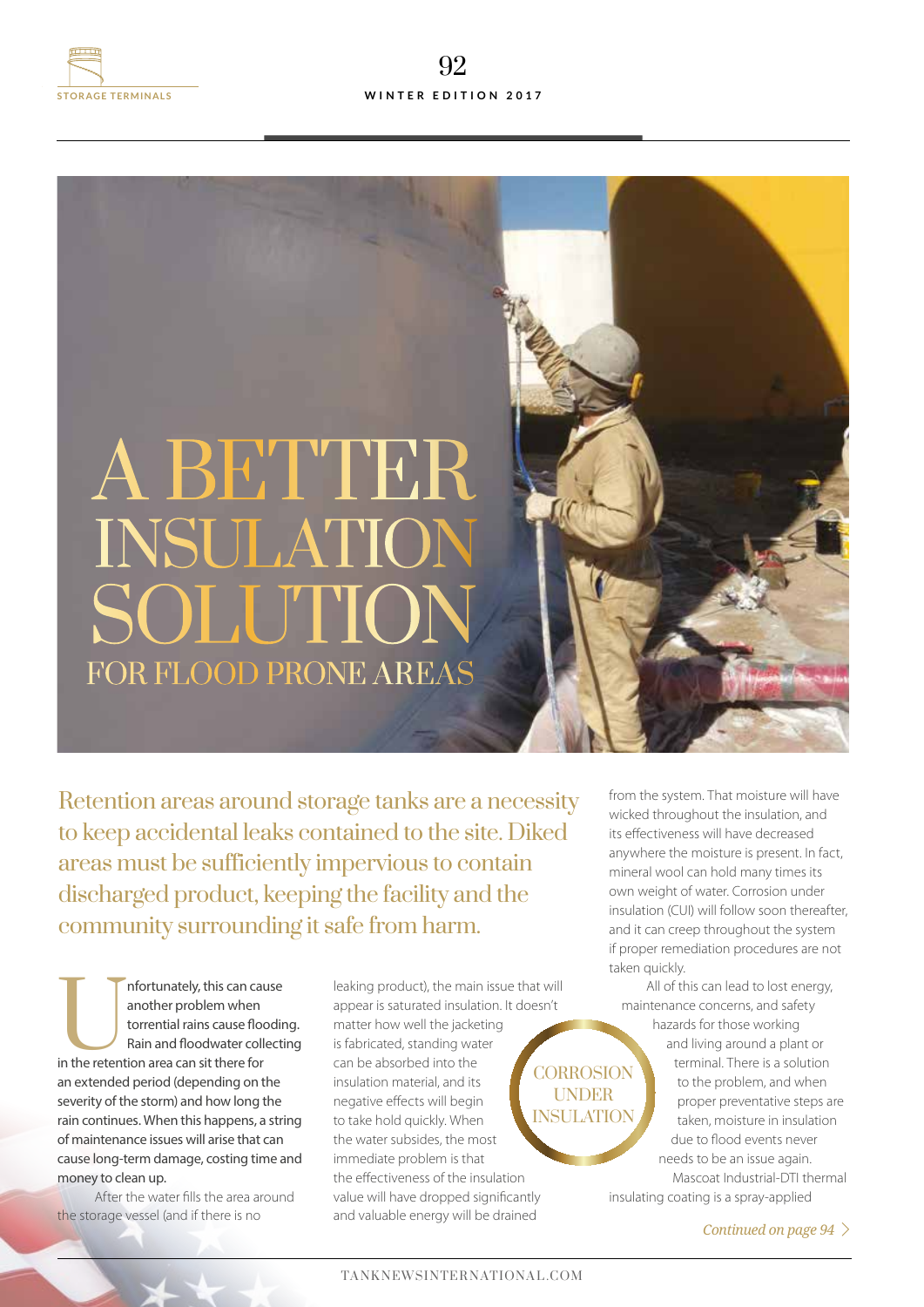# A BETTER INSULATION SOLUTION

## FOR FLOOD PRONE AREAS

Retention areas around storage tanks are a necessity to keep accidental leaks contained to the site. Diked areas must be sufficiently impervious to contain discharged product, keeping the facility and the community surrounding it safe from harm.

Unfortunately, this can cause another problem when torrential rains cause flooding. Rain and floodwater collecting in the retention area can sit there for an extended period (depending on the severity of the storm) and how long the rain continues. When this happens, a string of maintenance issues will arise that can cause long-term damage, costing time and money to clean up.

After the water fills the area around the storage vessel (and if there is no leaking product), the main issue that will appear is saturated insulation. It doesn't matter how well the jacketing is fabricated, standing water can be absorbed into the insulation material, and its negative effects will begin to take hold quickly. When the water subsides, the most immediate problem is that the effectiveness of the insulation value will have dropped significantly and valuable energy will be drained from the system. That moisture will have wicked throughout the insulation, and its effectiveness will have decreased anywhere the moisture is present. In fact, mineral wool can hold many times its own weight of water. Corrosion under insulation (CUI) will follow soon thereafter, and it can creep throughout the system if proper remediation procedures are not taken quickly.

CORROSION UNDER INSULATION

All of this can lead to lost energy, maintenance concerns, and safety hazards for those working and living around a plant or terminal. There is a solution to the problem, and when proper preventative steps are taken, moisture in insulation due to flood events never needs to be an issue again.

Mascoat Industrial-DTI thermal insulating coating is a spray-applied

*Continued on page 94*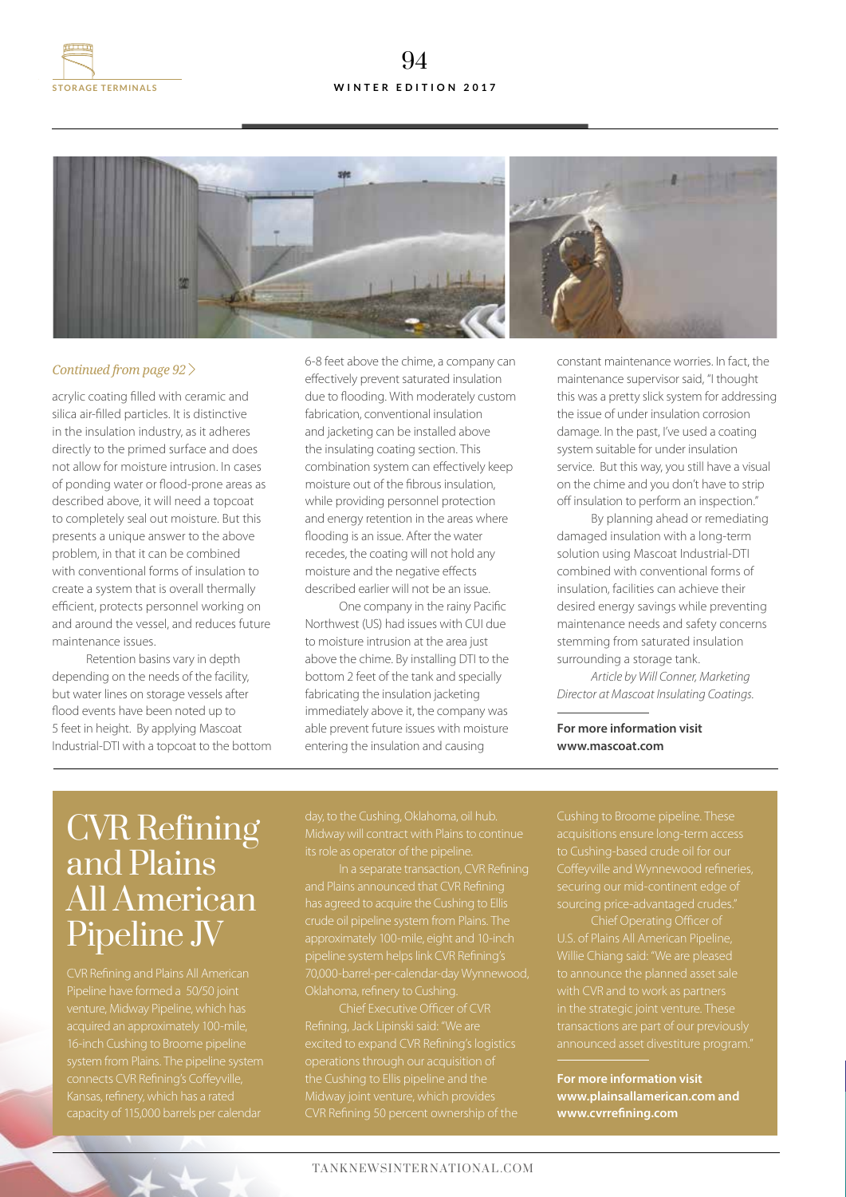*Continued from page 92*

acrylic coating filled with ceramic and silica air-filled particles. It is distinctive in the insulation industry, as it adheres directly to the primed surface and does not allow for moisture intrusion. In cases of ponding water or flood-prone areas as described above, it will need a topcoat to completely seal out moisture. But this presents a unique answer to the above problem, in that it can be combined with conventional forms of insulation to create a system that is overall thermally efficient, protects personnel working on and around the vessel, and reduces future maintenance issues.

Retention basins vary in depth depending on the needs of the facility, but water lines on storage vessels after flood events have been noted up to 5 feet in height. By applying Mascoat Industrial-DTI with a topcoat to the bottom 6-8 feet above the chime, a company can effectively prevent saturated insulation due to flooding. With moderately custom fabrication, conventional insulation and jacketing can be installed above the insulating coating section. This combination system can effectively keep moisture out of the fibrous insulation, while providing personnel protection and energy retention in the areas where flooding is an issue. After the water recedes, the coating will not hold any moisture and the negative effects described earlier will not be an issue.

One company in the rainy Pacific Northwest (US) had issues with CUI due to moisture intrusion at the area just above the chime. By installing DTI to the bottom 2 feet of the tank and specially fabricating the insulation jacketing immediately above it, the company was able prevent future issues with moisture entering the insulation and causing constant maintenance worries. In fact, the maintenance supervisor said, "I thought this was a pretty slick system for addressing the issue of under insulation corrosion damage. In the past, I've used a coating system suitable for under insulation service. But this way, you still have a visual on the chime and you don't have to strip off insulation to perform an inspection."

By planning ahead or remediating damaged insulation with a long-term solution using Mascoat Industrial-DTI combined with conventional forms of insulation, facilities can achieve their desired energy savings while preventing maintenance needs and safety concerns stemming from saturated insulation surrounding a storage tank.

*Article by Will Conner, Marketing Director at Mascoat Insulating Coatings.*

**For more information visit www.mascoat.com**

# CVR Refining and Plains All American Pipeline JV

CVR Refining and Plains All American Pipeline have formed a 50/50 joint venture, Midway Pipeline, which has acquired an approximately 100-mile, 16-inch Cushing to Broome pipeline system from Plains. The pipeline system connects CVR Refining's Coffeyville, Kansas, refinery, which has a rated capacity of 115,000 barrels per calendar day, to the Cushing, Oklahoma, oil hub. Midway will contract with Plains to continue its role as operator of the pipeline.

In a separate transaction, CVR Refining and Plains announced that CVR Refining has agreed to acquire the Cushing to Ellis crude oil pipeline system from Plains. The approximately 100-mile, eight and 10-inch pipeline system helps link CVR Refining's 70,000-barrel-per-calendar-day Wynnewood, Oklahoma, refinery to Cushing.

Chief Executive Officer of CVR Refining, Jack Lipinski said: "We are excited to expand CVR Refining's logistics operations through our acquisition of the Cushing to Ellis pipeline and the Midway joint venture, which provides CVR Refining 50 percent ownership of the Cushing to Broome pipeline. These acquisitions ensure long-term access to Cushing-based crude oil for our Coffeyville and Wynnewood refineries, securing our mid-continent edge of sourcing price-advantaged crudes."

Chief Operating Officer of U.S. of Plains All American Pipeline, Willie Chiang said: "We are pleased to announce the planned asset sale with CVR and to work as partners in the strategic joint venture. These transactions are part of our previously announced asset divestiture program."

**For more information visit www.plainsallamerican.com and www.cvrrefining.com**